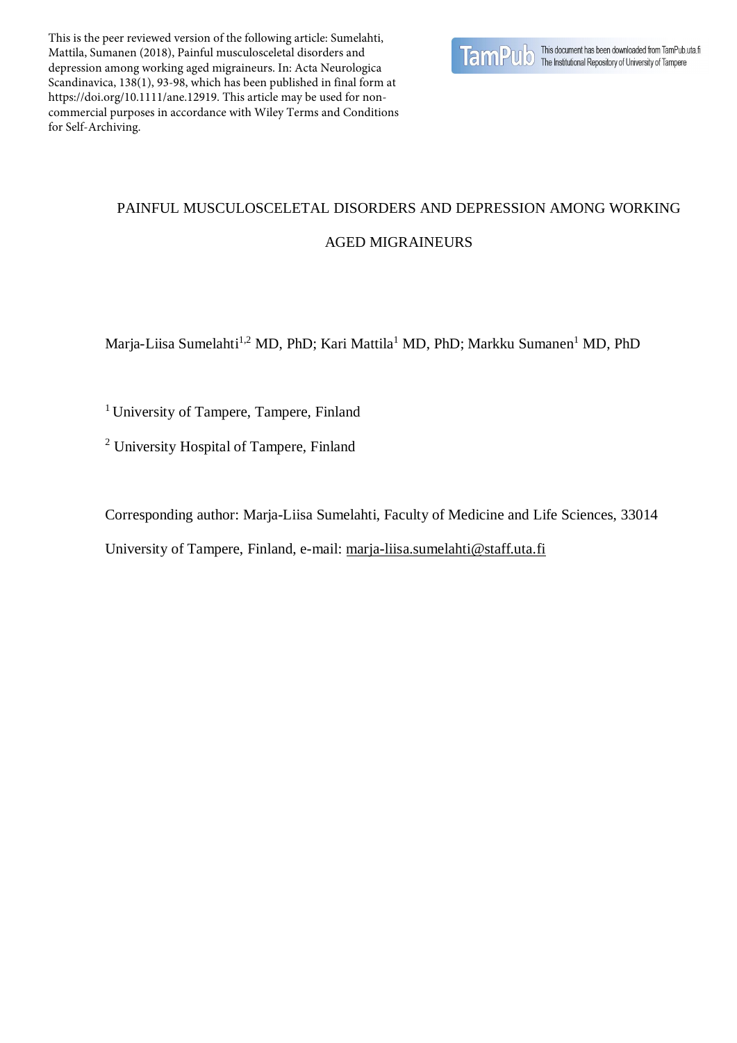This is the peer reviewed version of the following article: Sumelahti, Mattila, Sumanen (2018), Painful musculosceletal disorders and depression among working aged migraineurs. In: Acta Neurologica Scandinavica, 138(1), 93-98, which has been published in final form at https://doi.org/10.1111/ane.12919. This article may be used for non-commercial purposes in accordance with Wiley Terms and Conditions for Self-Archiving.

TamPub — This document has been downloaded from TamPub.uta.fi. The Institutional Repository of University of Tampere

# PAINFUL MUSCULOSCELETAL DISORDERS AND DEPRESSION AMONG WORKING AGED MIGRAINEURS

Marja-Liisa Sumelahti[1,2] MD, PhD; Kari Mattila[1] MD, PhD; Markku Sumanen[1] MD, PhD

[1] University of Tampere, Tampere, Finland

[2] University Hospital of Tampere, Finland

Corresponding author: Marja-Liisa Sumelahti, Faculty of Medicine and Life Sciences, 33014 University of Tampere, Finland, e-mail: marja-liisa.sumelahti@staff.uta.fi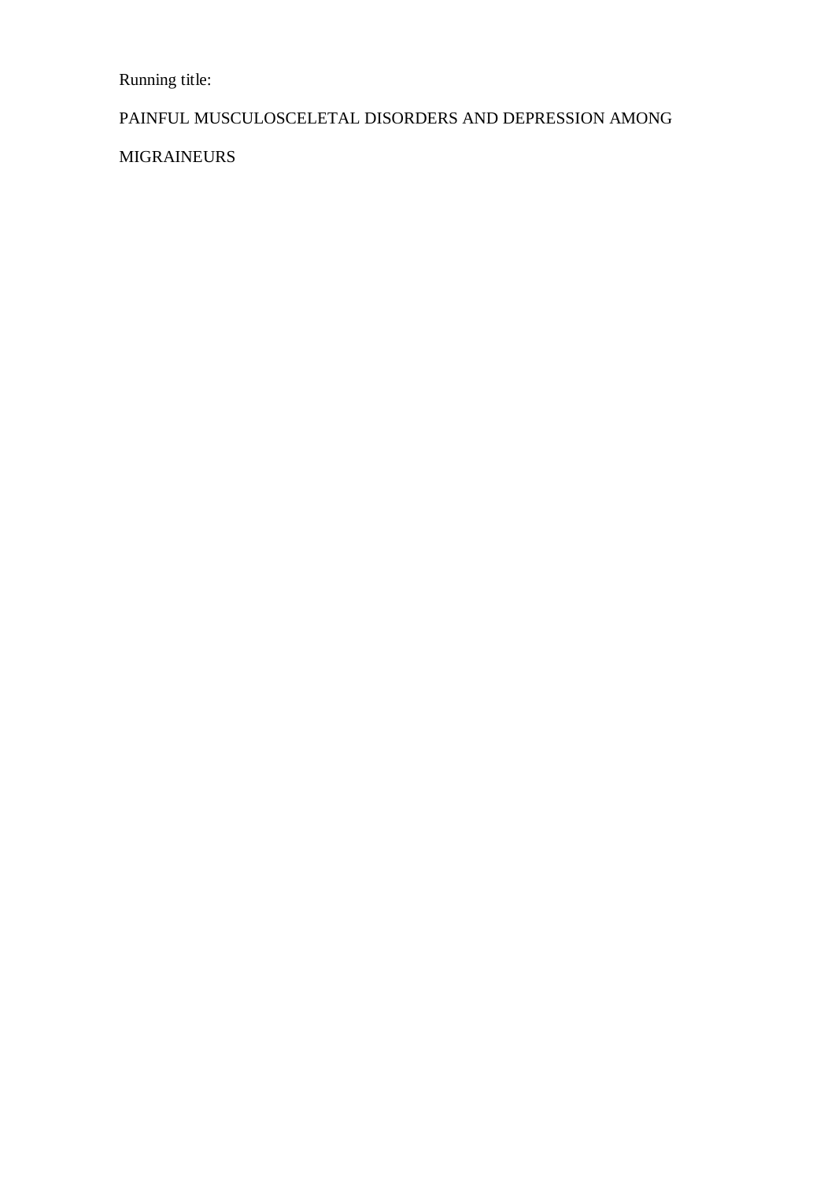Running title:

PAINFUL MUSCULOSCELETAL DISORDERS AND DEPRESSION AMONG MIGRAINEURS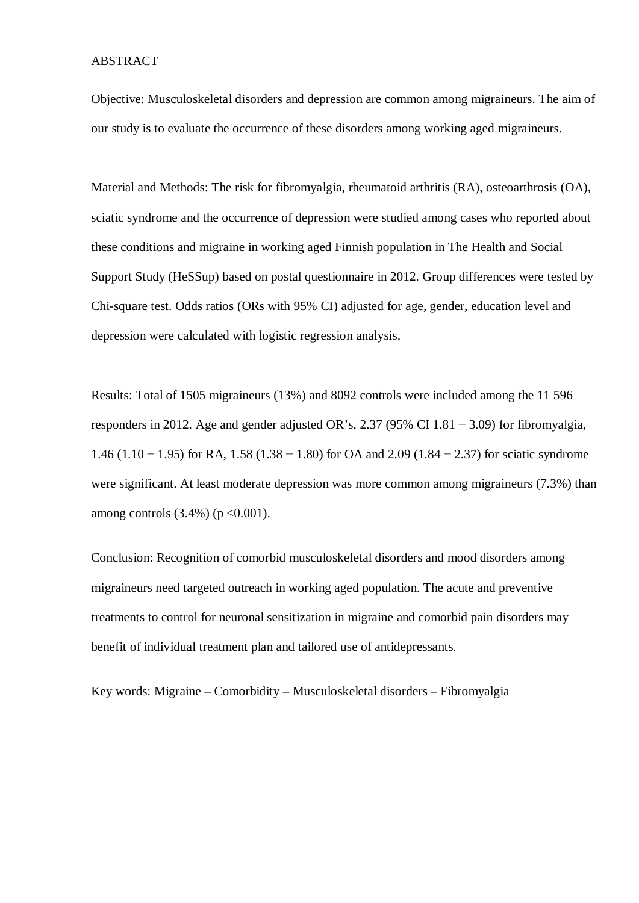## ABSTRACT

Objective: Musculoskeletal disorders and depression are common among migraineurs. The aim of our study is to evaluate the occurrence of these disorders among working aged migraineurs.

Material and Methods: The risk for fibromyalgia, rheumatoid arthritis (RA), osteoarthrosis (OA), sciatic syndrome and the occurrence of depression were studied among cases who reported about these conditions and migraine in working aged Finnish population in The Health and Social Support Study (HeSSup) based on postal questionnaire in 2012. Group differences were tested by Chi-square test. Odds ratios (ORs with 95% CI) adjusted for age, gender, education level and depression were calculated with logistic regression analysis.

Results: Total of 1505 migraineurs (13%) and 8092 controls were included among the 11 596 responders in 2012. Age and gender adjusted OR's, 2.37 (95% CI 1.81 − 3.09) for fibromyalgia, 1.46 (1.10 − 1.95) for RA, 1.58 (1.38 − 1.80) for OA and 2.09 (1.84 − 2.37) for sciatic syndrome were significant. At least moderate depression was more common among migraineurs (7.3%) than among controls (3.4%) ($p < 0.001$).

Conclusion: Recognition of comorbid musculoskeletal disorders and mood disorders among migraineurs need targeted outreach in working aged population. The acute and preventive treatments to control for neuronal sensitization in migraine and comorbid pain disorders may benefit of individual treatment plan and tailored use of antidepressants.

Key words: Migraine – Comorbidity – Musculoskeletal disorders – Fibromyalgia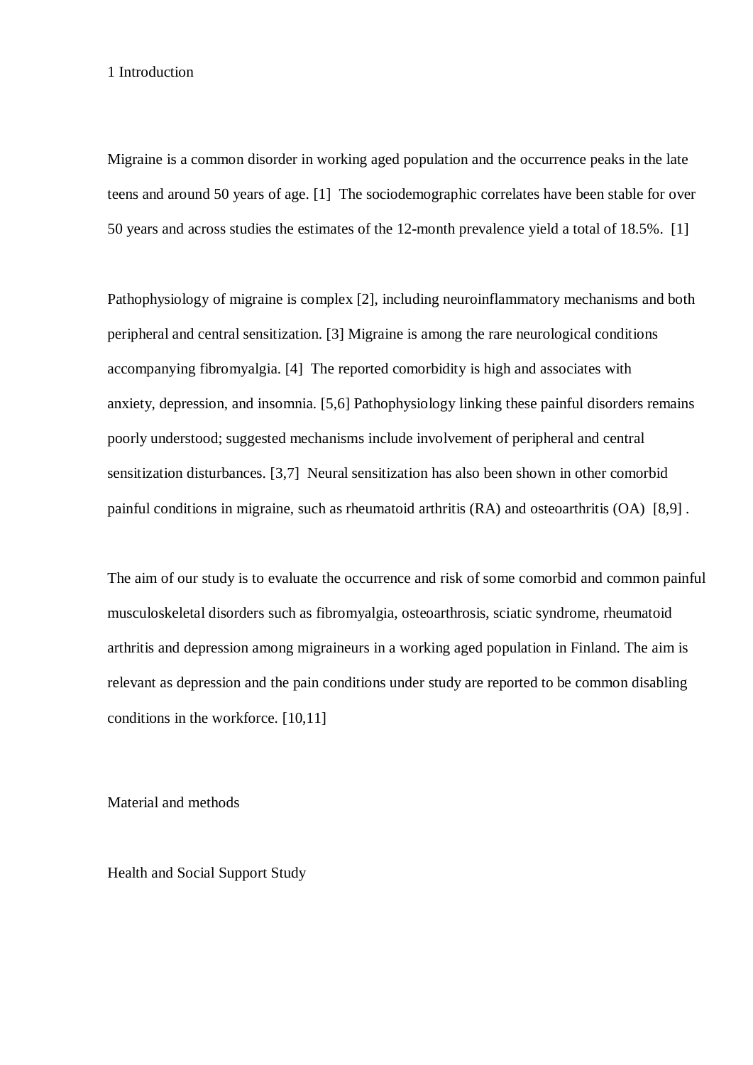# 1 Introduction

Migraine is a common disorder in working aged population and the occurrence peaks in the late teens and around 50 years of age. [1] The sociodemographic correlates have been stable for over 50 years and across studies the estimates of the 12-month prevalence yield a total of 18.5%. [1]

Pathophysiology of migraine is complex [2], including neuroinflammatory mechanisms and both peripheral and central sensitization. [3] Migraine is among the rare neurological conditions accompanying fibromyalgia. [4] The reported comorbidity is high and associates with anxiety, depression, and insomnia. [5,6] Pathophysiology linking these painful disorders remains poorly understood; suggested mechanisms include involvement of peripheral and central sensitization disturbances. [3,7] Neural sensitization has also been shown in other comorbid painful conditions in migraine, such as rheumatoid arthritis (RA) and osteoarthritis (OA) [8,9] .

The aim of our study is to evaluate the occurrence and risk of some comorbid and common painful musculoskeletal disorders such as fibromyalgia, osteoarthrosis, sciatic syndrome, rheumatoid arthritis and depression among migraineurs in a working aged population in Finland. The aim is relevant as depression and the pain conditions under study are reported to be common disabling conditions in the workforce. [10,11]

# Material and methods

## Health and Social Support Study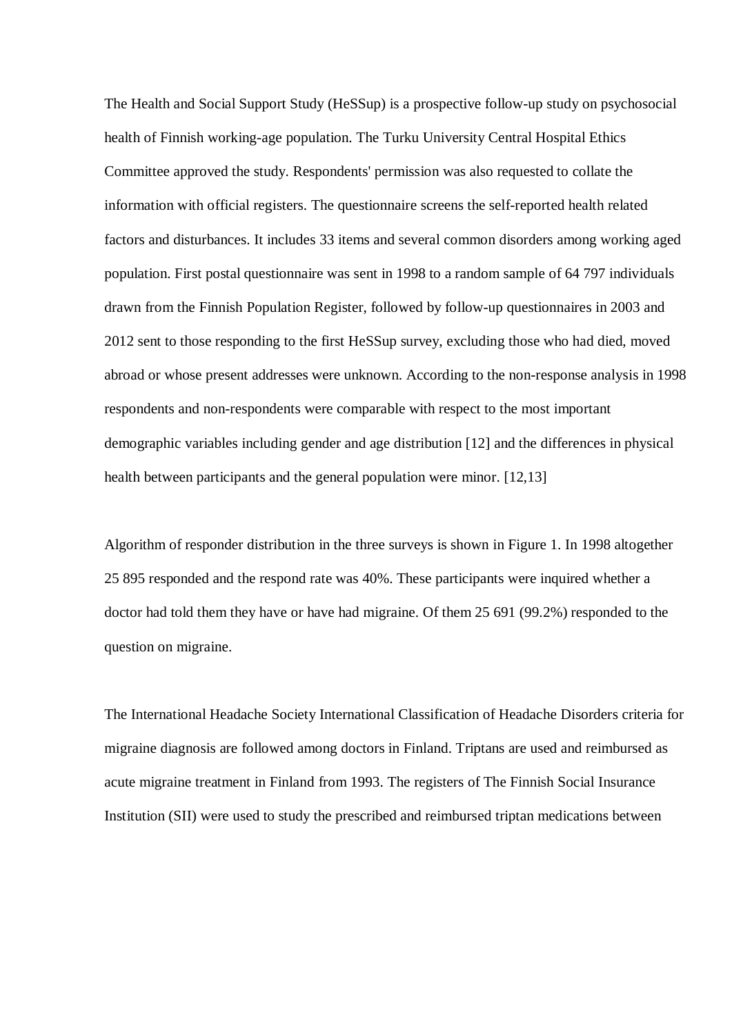The Health and Social Support Study (HeSSup) is a prospective follow-up study on psychosocial health of Finnish working-age population. The Turku University Central Hospital Ethics Committee approved the study. Respondents' permission was also requested to collate the information with official registers. The questionnaire screens the self-reported health related factors and disturbances. It includes 33 items and several common disorders among working aged population. First postal questionnaire was sent in 1998 to a random sample of 64 797 individuals drawn from the Finnish Population Register, followed by follow-up questionnaires in 2003 and 2012 sent to those responding to the first HeSSup survey, excluding those who had died, moved abroad or whose present addresses were unknown. According to the non-response analysis in 1998 respondents and non-respondents were comparable with respect to the most important demographic variables including gender and age distribution [12] and the differences in physical health between participants and the general population were minor. [12,13]

Algorithm of responder distribution in the three surveys is shown in Figure 1. In 1998 altogether 25 895 responded and the respond rate was 40%. These participants were inquired whether a doctor had told them they have or have had migraine. Of them 25 691 (99.2%) responded to the question on migraine.

The International Headache Society International Classification of Headache Disorders criteria for migraine diagnosis are followed among doctors in Finland. Triptans are used and reimbursed as acute migraine treatment in Finland from 1993. The registers of The Finnish Social Insurance Institution (SII) were used to study the prescribed and reimbursed triptan medications between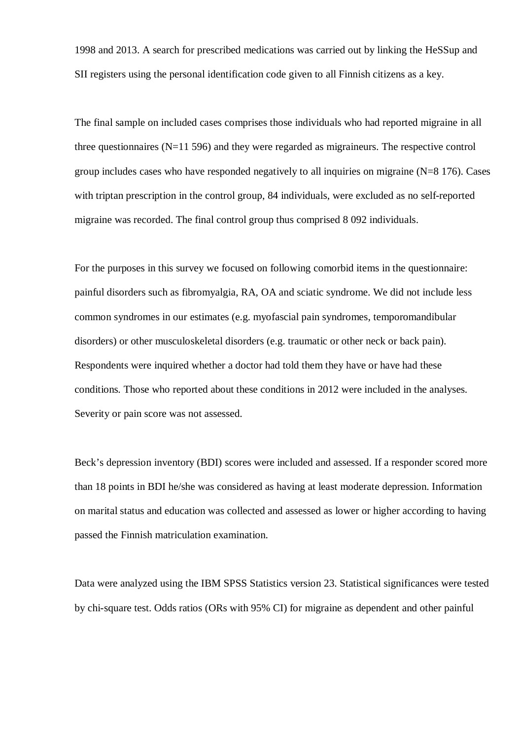1998 and 2013. A search for prescribed medications was carried out by linking the HeSSup and SII registers using the personal identification code given to all Finnish citizens as a key.

The final sample on included cases comprises those individuals who had reported migraine in all three questionnaires (N=11 596) and they were regarded as migraineurs. The respective control group includes cases who have responded negatively to all inquiries on migraine (N=8 176). Cases with triptan prescription in the control group, 84 individuals, were excluded as no self-reported migraine was recorded. The final control group thus comprised 8 092 individuals.

For the purposes in this survey we focused on following comorbid items in the questionnaire: painful disorders such as fibromyalgia, RA, OA and sciatic syndrome. We did not include less common syndromes in our estimates (e.g. myofascial pain syndromes, temporomandibular disorders) or other musculoskeletal disorders (e.g. traumatic or other neck or back pain). Respondents were inquired whether a doctor had told them they have or have had these conditions. Those who reported about these conditions in 2012 were included in the analyses. Severity or pain score was not assessed.

Beck's depression inventory (BDI) scores were included and assessed. If a responder scored more than 18 points in BDI he/she was considered as having at least moderate depression. Information on marital status and education was collected and assessed as lower or higher according to having passed the Finnish matriculation examination.

Data were analyzed using the IBM SPSS Statistics version 23. Statistical significances were tested by chi-square test. Odds ratios (ORs with 95% CI) for migraine as dependent and other painful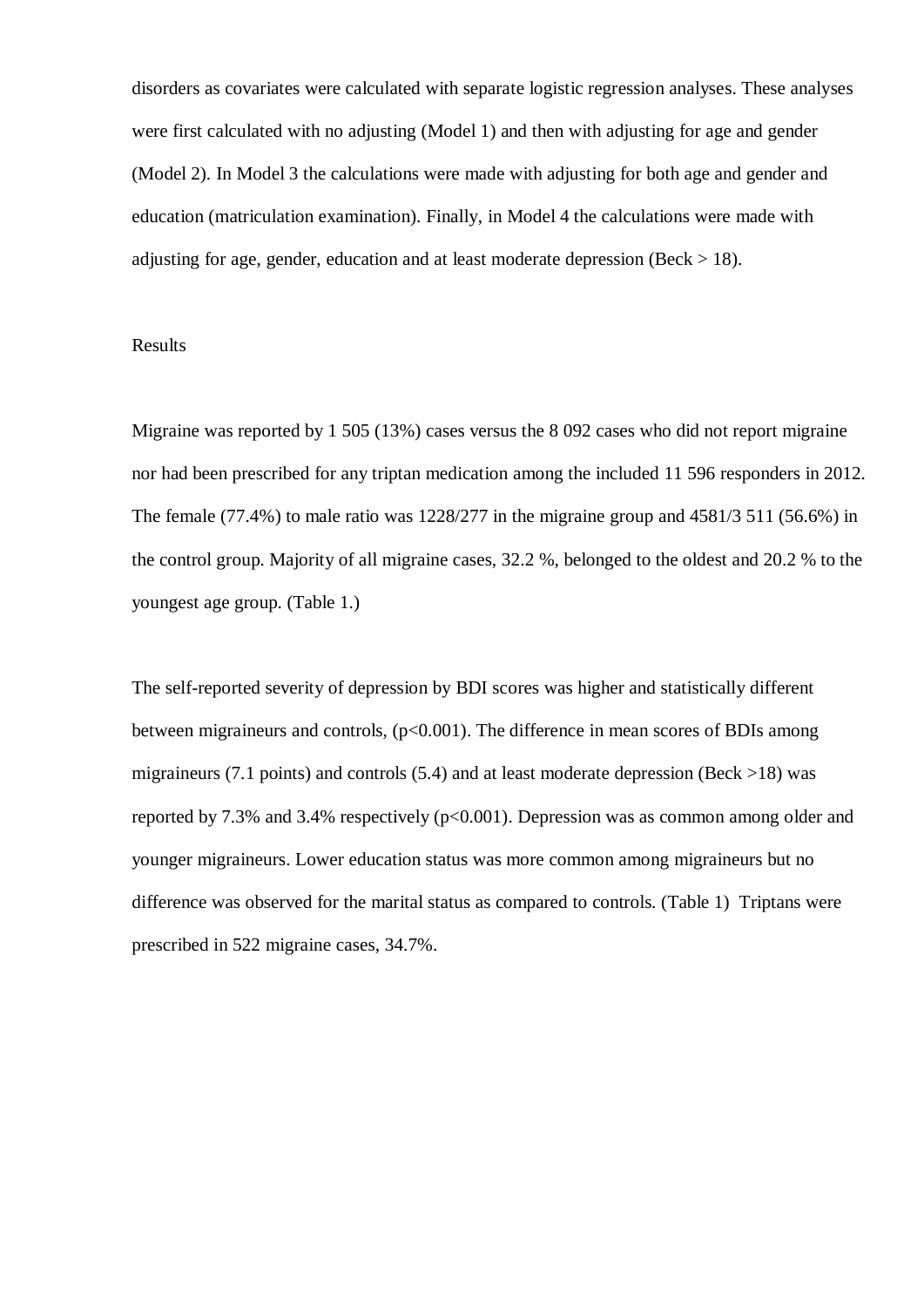disorders as covariates were calculated with separate logistic regression analyses. These analyses were first calculated with no adjusting (Model 1) and then with adjusting for age and gender (Model 2). In Model 3 the calculations were made with adjusting for both age and gender and education (matriculation examination). Finally, in Model 4 the calculations were made with adjusting for age, gender, education and at least moderate depression (Beck > 18).

## Results

Migraine was reported by 1 505 (13%) cases versus the 8 092 cases who did not report migraine nor had been prescribed for any triptan medication among the included 11 596 responders in 2012. The female (77.4%) to male ratio was 1228/277 in the migraine group and 4581/3 511 (56.6%) in the control group. Majority of all migraine cases, 32.2 %, belonged to the oldest and 20.2 % to the youngest age group. (Table 1.)

The self-reported severity of depression by BDI scores was higher and statistically different between migraineurs and controls, ($p<0.001$). The difference in mean scores of BDIs among migraineurs (7.1 points) and controls (5.4) and at least moderate depression (Beck >18) was reported by 7.3% and 3.4% respectively ($p<0.001$). Depression was as common among older and younger migraineurs. Lower education status was more common among migraineurs but no difference was observed for the marital status as compared to controls. (Table 1) Triptans were prescribed in 522 migraine cases, 34.7%.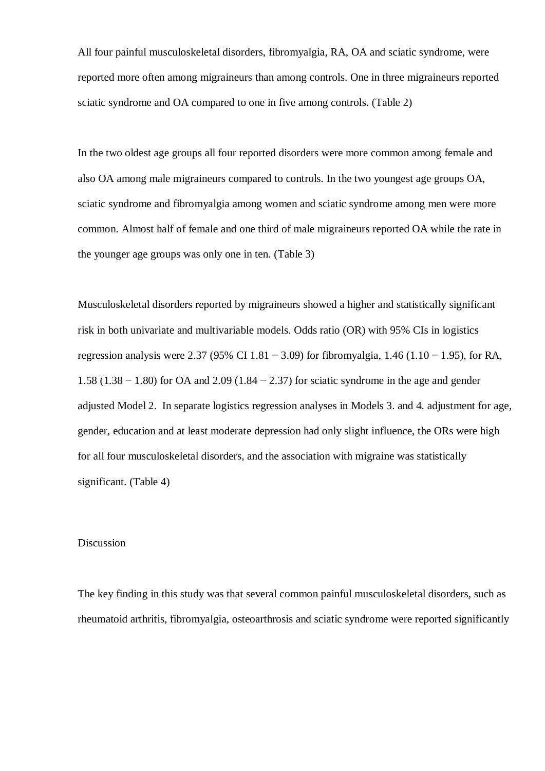All four painful musculoskeletal disorders, fibromyalgia, RA, OA and sciatic syndrome, were reported more often among migraineurs than among controls. One in three migraineurs reported sciatic syndrome and OA compared to one in five among controls. (Table 2)

In the two oldest age groups all four reported disorders were more common among female and also OA among male migraineurs compared to controls. In the two youngest age groups OA, sciatic syndrome and fibromyalgia among women and sciatic syndrome among men were more common. Almost half of female and one third of male migraineurs reported OA while the rate in the younger age groups was only one in ten. (Table 3)

Musculoskeletal disorders reported by migraineurs showed a higher and statistically significant risk in both univariate and multivariable models. Odds ratio (OR) with 95% CIs in logistics regression analysis were 2.37 (95% CI 1.81 − 3.09) for fibromyalgia, 1.46 (1.10 − 1.95), for RA, 1.58 (1.38 − 1.80) for OA and 2.09 (1.84 − 2.37) for sciatic syndrome in the age and gender adjusted Model 2. In separate logistics regression analyses in Models 3. and 4. adjustment for age, gender, education and at least moderate depression had only slight influence, the ORs were high for all four musculoskeletal disorders, and the association with migraine was statistically significant. (Table 4)

## Discussion

The key finding in this study was that several common painful musculoskeletal disorders, such as rheumatoid arthritis, fibromyalgia, osteoarthrosis and sciatic syndrome were reported significantly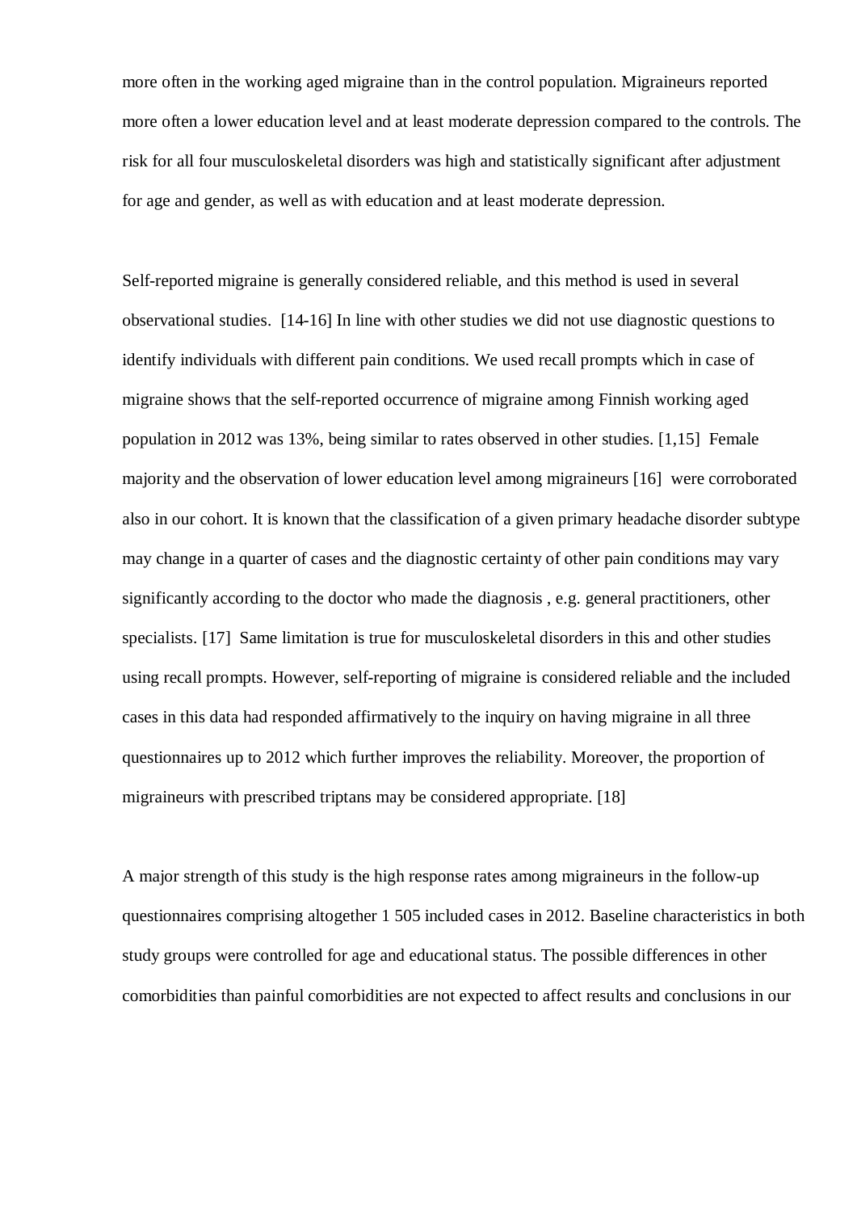more often in the working aged migraine than in the control population. Migraineurs reported more often a lower education level and at least moderate depression compared to the controls. The risk for all four musculoskeletal disorders was high and statistically significant after adjustment for age and gender, as well as with education and at least moderate depression.

Self-reported migraine is generally considered reliable, and this method is used in several observational studies. [14-16] In line with other studies we did not use diagnostic questions to identify individuals with different pain conditions. We used recall prompts which in case of migraine shows that the self-reported occurrence of migraine among Finnish working aged population in 2012 was 13%, being similar to rates observed in other studies. [1,15] Female majority and the observation of lower education level among migraineurs [16] were corroborated also in our cohort. It is known that the classification of a given primary headache disorder subtype may change in a quarter of cases and the diagnostic certainty of other pain conditions may vary significantly according to the doctor who made the diagnosis , e.g. general practitioners, other specialists. [17] Same limitation is true for musculoskeletal disorders in this and other studies using recall prompts. However, self-reporting of migraine is considered reliable and the included cases in this data had responded affirmatively to the inquiry on having migraine in all three questionnaires up to 2012 which further improves the reliability. Moreover, the proportion of migraineurs with prescribed triptans may be considered appropriate. [18]

A major strength of this study is the high response rates among migraineurs in the follow-up questionnaires comprising altogether 1 505 included cases in 2012. Baseline characteristics in both study groups were controlled for age and educational status. The possible differences in other comorbidities than painful comorbidities are not expected to affect results and conclusions in our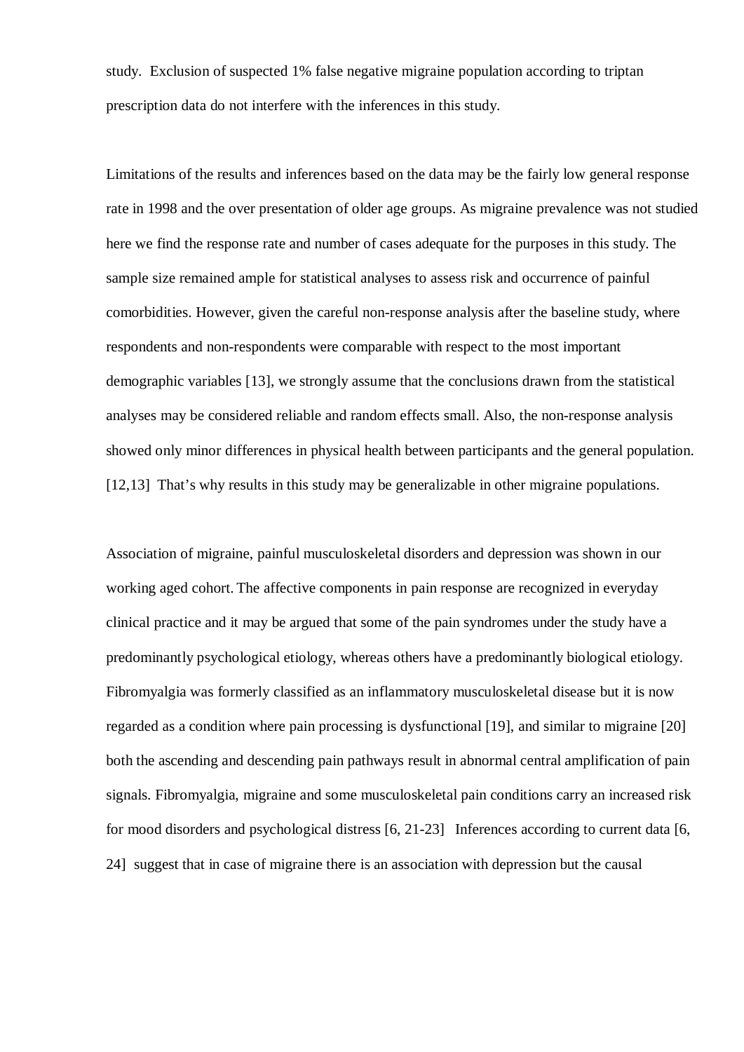study. Exclusion of suspected 1% false negative migraine population according to triptan prescription data do not interfere with the inferences in this study.

Limitations of the results and inferences based on the data may be the fairly low general response rate in 1998 and the over presentation of older age groups. As migraine prevalence was not studied here we find the response rate and number of cases adequate for the purposes in this study. The sample size remained ample for statistical analyses to assess risk and occurrence of painful comorbidities. However, given the careful non-response analysis after the baseline study, where respondents and non-respondents were comparable with respect to the most important demographic variables [13], we strongly assume that the conclusions drawn from the statistical analyses may be considered reliable and random effects small. Also, the non-response analysis showed only minor differences in physical health between participants and the general population. [12,13] That's why results in this study may be generalizable in other migraine populations.

Association of migraine, painful musculoskeletal disorders and depression was shown in our working aged cohort. The affective components in pain response are recognized in everyday clinical practice and it may be argued that some of the pain syndromes under the study have a predominantly psychological etiology, whereas others have a predominantly biological etiology. Fibromyalgia was formerly classified as an inflammatory musculoskeletal disease but it is now regarded as a condition where pain processing is dysfunctional [19], and similar to migraine [20] both the ascending and descending pain pathways result in abnormal central amplification of pain signals. Fibromyalgia, migraine and some musculoskeletal pain conditions carry an increased risk for mood disorders and psychological distress [6, 21-23] Inferences according to current data [6, 24] suggest that in case of migraine there is an association with depression but the causal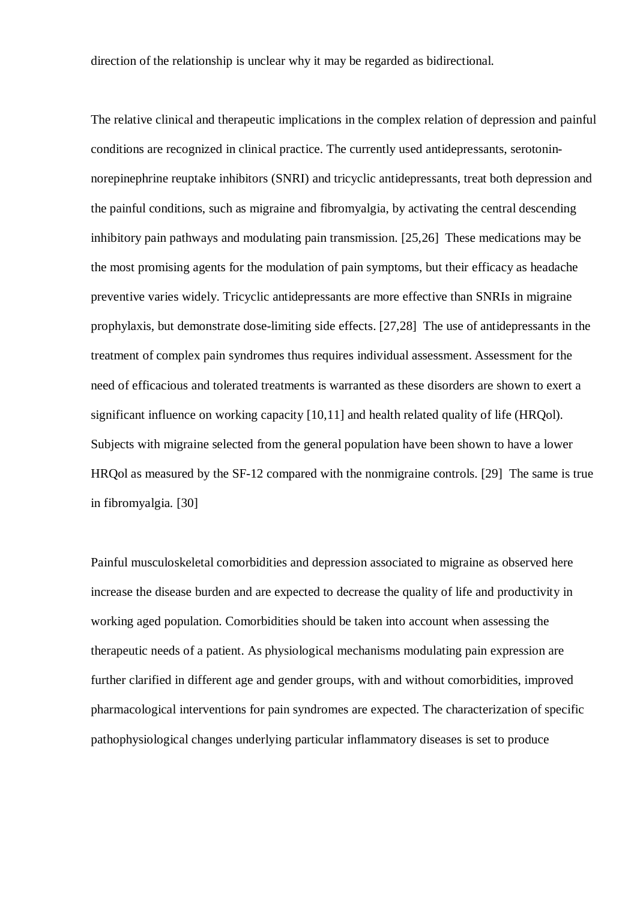direction of the relationship is unclear why it may be regarded as bidirectional.

The relative clinical and therapeutic implications in the complex relation of depression and painful conditions are recognized in clinical practice. The currently used antidepressants, serotonin-norepinephrine reuptake inhibitors (SNRI) and tricyclic antidepressants, treat both depression and the painful conditions, such as migraine and fibromyalgia, by activating the central descending inhibitory pain pathways and modulating pain transmission. [25,26] These medications may be the most promising agents for the modulation of pain symptoms, but their efficacy as headache preventive varies widely. Tricyclic antidepressants are more effective than SNRIs in migraine prophylaxis, but demonstrate dose-limiting side effects. [27,28] The use of antidepressants in the treatment of complex pain syndromes thus requires individual assessment. Assessment for the need of efficacious and tolerated treatments is warranted as these disorders are shown to exert a significant influence on working capacity [10,11] and health related quality of life (HRQol). Subjects with migraine selected from the general population have been shown to have a lower HRQol as measured by the SF-12 compared with the nonmigraine controls. [29] The same is true in fibromyalgia. [30]

Painful musculoskeletal comorbidities and depression associated to migraine as observed here increase the disease burden and are expected to decrease the quality of life and productivity in working aged population. Comorbidities should be taken into account when assessing the therapeutic needs of a patient. As physiological mechanisms modulating pain expression are further clarified in different age and gender groups, with and without comorbidities, improved pharmacological interventions for pain syndromes are expected. The characterization of specific pathophysiological changes underlying particular inflammatory diseases is set to produce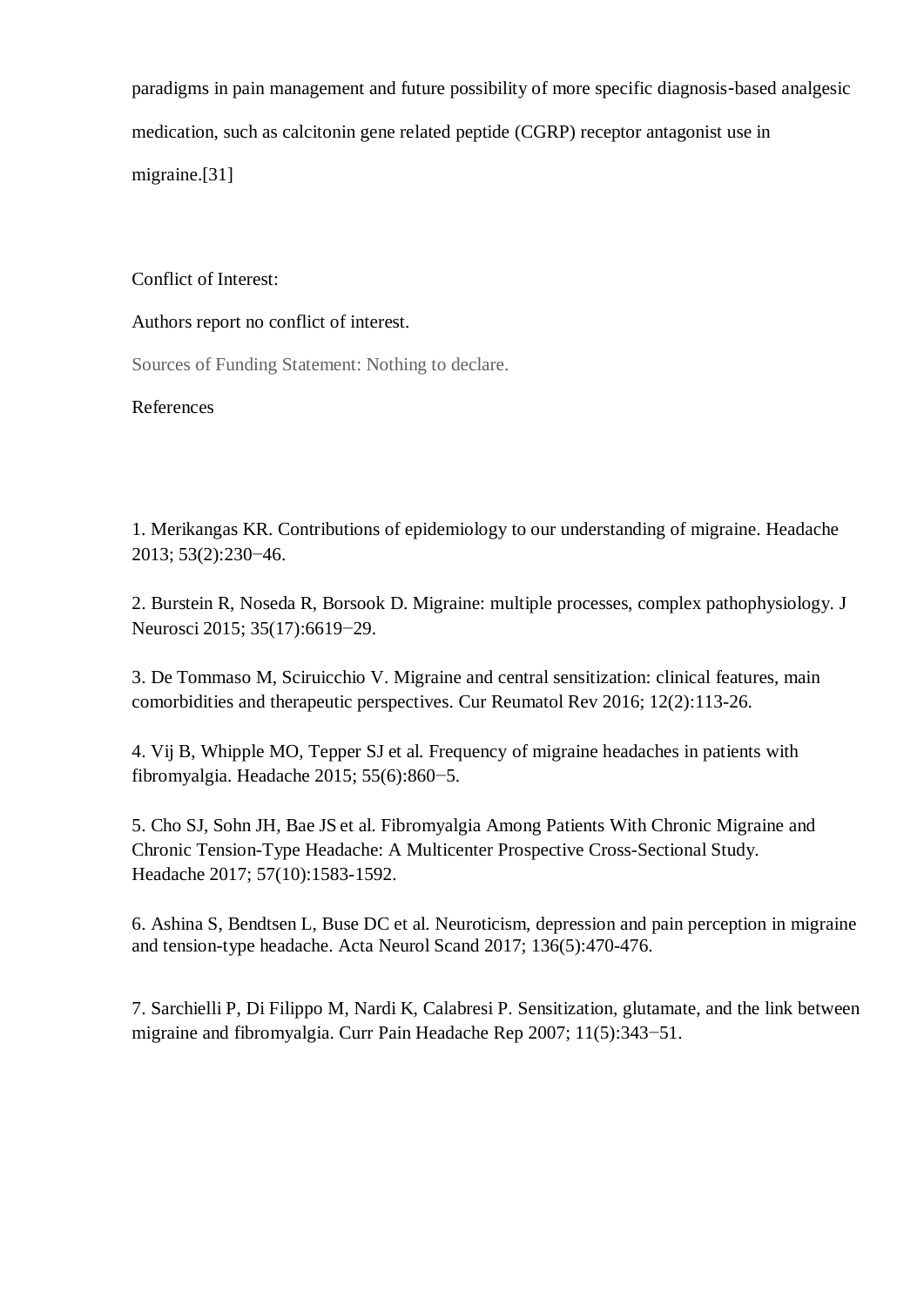paradigms in pain management and future possibility of more specific diagnosis-based analgesic medication, such as calcitonin gene related peptide (CGRP) receptor antagonist use in migraine.[31]

Conflict of Interest:

Authors report no conflict of interest.

Sources of Funding Statement: Nothing to declare.

## References

1. Merikangas KR. Contributions of epidemiology to our understanding of migraine. Headache 2013; 53(2):230−46.

2. Burstein R, Noseda R, Borsook D. Migraine: multiple processes, complex pathophysiology. J Neurosci 2015; 35(17):6619−29.

3. De Tommaso M, Sciruicchio V. Migraine and central sensitization: clinical features, main comorbidities and therapeutic perspectives. Cur Reumatol Rev 2016; 12(2):113-26.

4. Vij B, Whipple MO, Tepper SJ et al. Frequency of migraine headaches in patients with fibromyalgia. Headache 2015; 55(6):860−5.

5. Cho SJ, Sohn JH, Bae JS et al. Fibromyalgia Among Patients With Chronic Migraine and Chronic Tension-Type Headache: A Multicenter Prospective Cross-Sectional Study. Headache 2017; 57(10):1583-1592.

6. Ashina S, Bendtsen L, Buse DC et al. Neuroticism, depression and pain perception in migraine and tension-type headache. Acta Neurol Scand 2017; 136(5):470-476.

7. Sarchielli P, Di Filippo M, Nardi K, Calabresi P. Sensitization, glutamate, and the link between migraine and fibromyalgia. Curr Pain Headache Rep 2007; 11(5):343−51.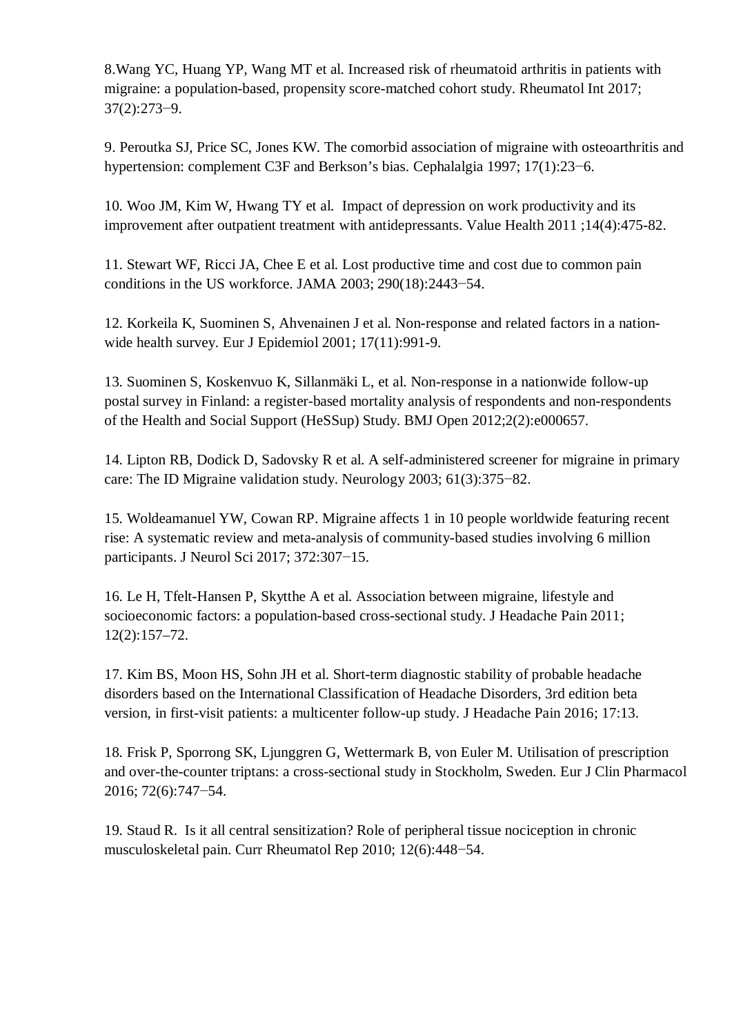8.Wang YC, Huang YP, Wang MT et al. Increased risk of rheumatoid arthritis in patients with migraine: a population-based, propensity score-matched cohort study. Rheumatol Int 2017; 37(2):273−9.

9. Peroutka SJ, Price SC, Jones KW. The comorbid association of migraine with osteoarthritis and hypertension: complement C3F and Berkson's bias. Cephalalgia 1997; 17(1):23−6.

10. Woo JM, Kim W, Hwang TY et al. Impact of depression on work productivity and its improvement after outpatient treatment with antidepressants. Value Health 2011 ;14(4):475-82.

11. Stewart WF, Ricci JA, Chee E et al. Lost productive time and cost due to common pain conditions in the US workforce. JAMA 2003; 290(18):2443−54.

12. Korkeila K, Suominen S, Ahvenainen J et al. Non-response and related factors in a nation-wide health survey. Eur J Epidemiol 2001; 17(11):991-9.

13. Suominen S, Koskenvuo K, Sillanmäki L, et al. Non-response in a nationwide follow-up postal survey in Finland: a register-based mortality analysis of respondents and non-respondents of the Health and Social Support (HeSSup) Study. BMJ Open 2012;2(2):e000657.

14. Lipton RB, Dodick D, Sadovsky R et al. A self-administered screener for migraine in primary care: The ID Migraine validation study. Neurology 2003; 61(3):375−82.

15. Woldeamanuel YW, Cowan RP. Migraine affects 1 in 10 people worldwide featuring recent rise: A systematic review and meta-analysis of community-based studies involving 6 million participants. J Neurol Sci 2017; 372:307−15.

16. Le H, Tfelt-Hansen P, Skytthe A et al. Association between migraine, lifestyle and socioeconomic factors: a population-based cross-sectional study. J Headache Pain 2011; 12(2):157–72.

17. Kim BS, Moon HS, Sohn JH et al. Short-term diagnostic stability of probable headache disorders based on the International Classification of Headache Disorders, 3rd edition beta version, in first-visit patients: a multicenter follow-up study. J Headache Pain 2016; 17:13.

18. Frisk P, Sporrong SK, Ljunggren G, Wettermark B, von Euler M. Utilisation of prescription and over-the-counter triptans: a cross-sectional study in Stockholm, Sweden. Eur J Clin Pharmacol 2016; 72(6):747−54.

19. Staud R. Is it all central sensitization? Role of peripheral tissue nociception in chronic musculoskeletal pain. Curr Rheumatol Rep 2010; 12(6):448−54.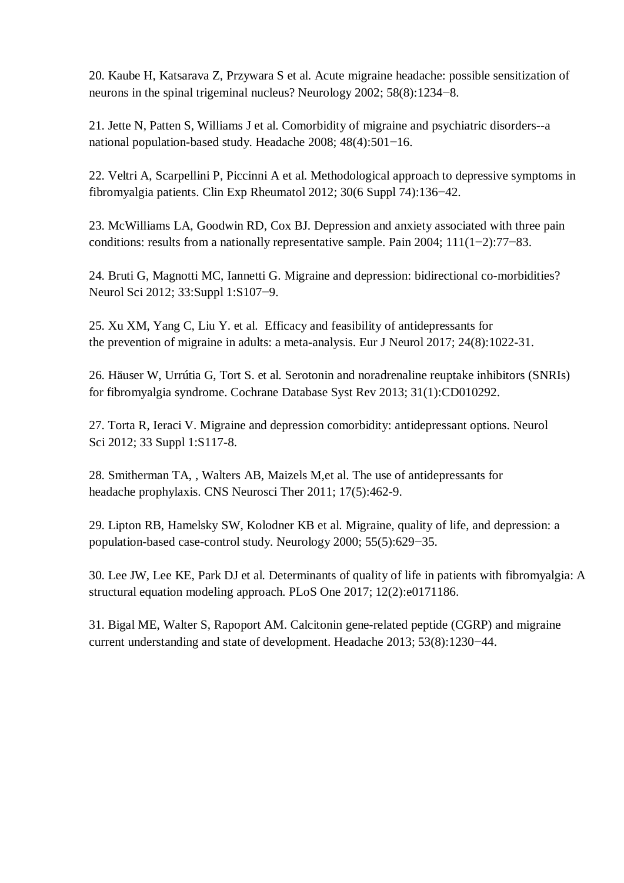20. Kaube H, Katsarava Z, Przywara S et al. Acute migraine headache: possible sensitization of neurons in the spinal trigeminal nucleus? Neurology 2002; 58(8):1234−8.

21. Jette N, Patten S, Williams J et al. Comorbidity of migraine and psychiatric disorders--a national population-based study. Headache 2008; 48(4):501−16.

22. Veltri A, Scarpellini P, Piccinni A et al. Methodological approach to depressive symptoms in fibromyalgia patients. Clin Exp Rheumatol 2012; 30(6 Suppl 74):136−42.

23. McWilliams LA, Goodwin RD, Cox BJ. Depression and anxiety associated with three pain conditions: results from a nationally representative sample. Pain 2004; 111(1−2):77−83.

24. Bruti G, Magnotti MC, Iannetti G. Migraine and depression: bidirectional co-morbidities? Neurol Sci 2012; 33:Suppl 1:S107−9.

25. Xu XM, Yang C, Liu Y. et al. Efficacy and feasibility of antidepressants for the prevention of migraine in adults: a meta-analysis. Eur J Neurol 2017; 24(8):1022-31.

26. Häuser W, Urrútia G, Tort S. et al. Serotonin and noradrenaline reuptake inhibitors (SNRIs) for fibromyalgia syndrome. Cochrane Database Syst Rev 2013; 31(1):CD010292.

27. Torta R, Ieraci V. Migraine and depression comorbidity: antidepressant options. Neurol Sci 2012; 33 Suppl 1:S117-8.

28. Smitherman TA, , Walters AB, Maizels M,et al. The use of antidepressants for headache prophylaxis. CNS Neurosci Ther 2011; 17(5):462-9.

29. Lipton RB, Hamelsky SW, Kolodner KB et al. Migraine, quality of life, and depression: a population-based case-control study. Neurology 2000; 55(5):629−35.

30. Lee JW, Lee KE, Park DJ et al. Determinants of quality of life in patients with fibromyalgia: A structural equation modeling approach. PLoS One 2017; 12(2):e0171186.

31. Bigal ME, Walter S, Rapoport AM. Calcitonin gene-related peptide (CGRP) and migraine current understanding and state of development. Headache 2013; 53(8):1230−44.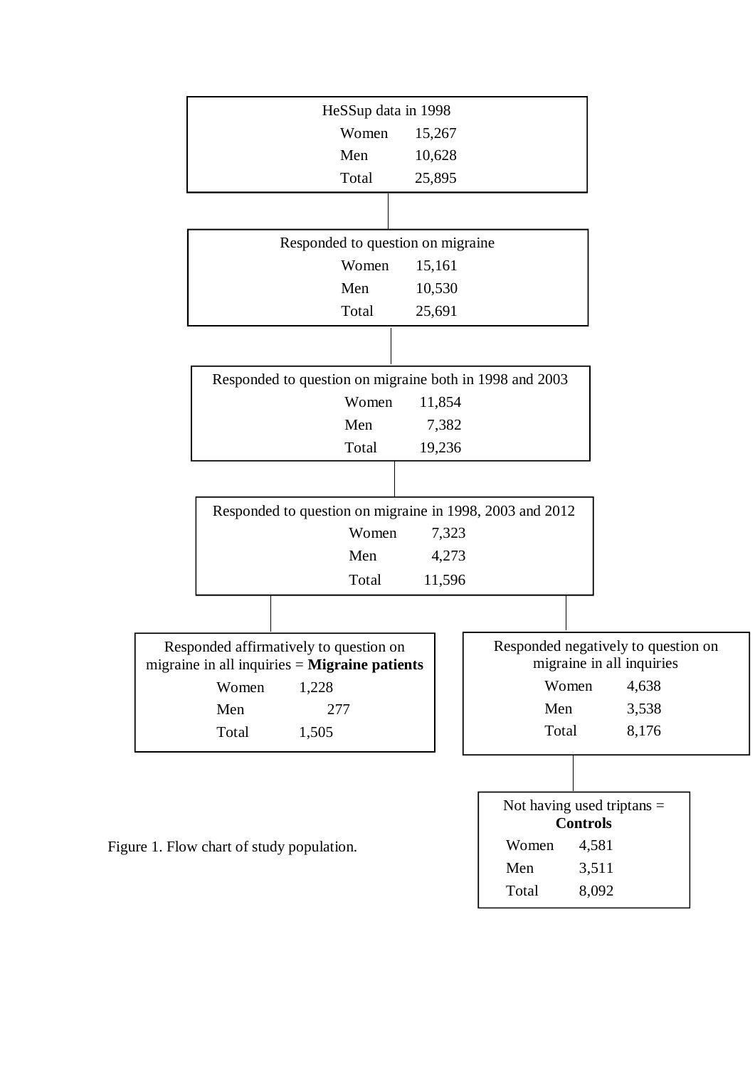HeSSup data in 1998

| | |
|---|---|
| Women | 15,267 |
| Men | 10,628 |
| Total | 25,895 |

Responded to question on migraine

| | |
|---|---|
| Women | 15,161 |
| Men | 10,530 |
| Total | 25,691 |

Responded to question on migraine both in 1998 and 2003

| | |
|---|---|
| Women | 11,854 |
| Men | 7,382 |
| Total | 19,236 |

Responded to question on migraine in 1998, 2003 and 2012

| | |
|---|---|
| Women | 7,323 |
| Men | 4,273 |
| Total | 11,596 |

Responded affirmatively to question on migraine in all inquiries = **Migraine patients**

| | |
|---|---|
| Women | 1,228 |
| Men | 277 |
| Total | 1,505 |

Responded negatively to question on migraine in all inquiries

| | |
|---|---|
| Women | 4,638 |
| Men | 3,538 |
| Total | 8,176 |

Not having used triptans = **Controls**

| | |
|---|---|
| Women | 4,581 |
| Men | 3,511 |
| Total | 8,092 |

Figure 1. Flow chart of study population.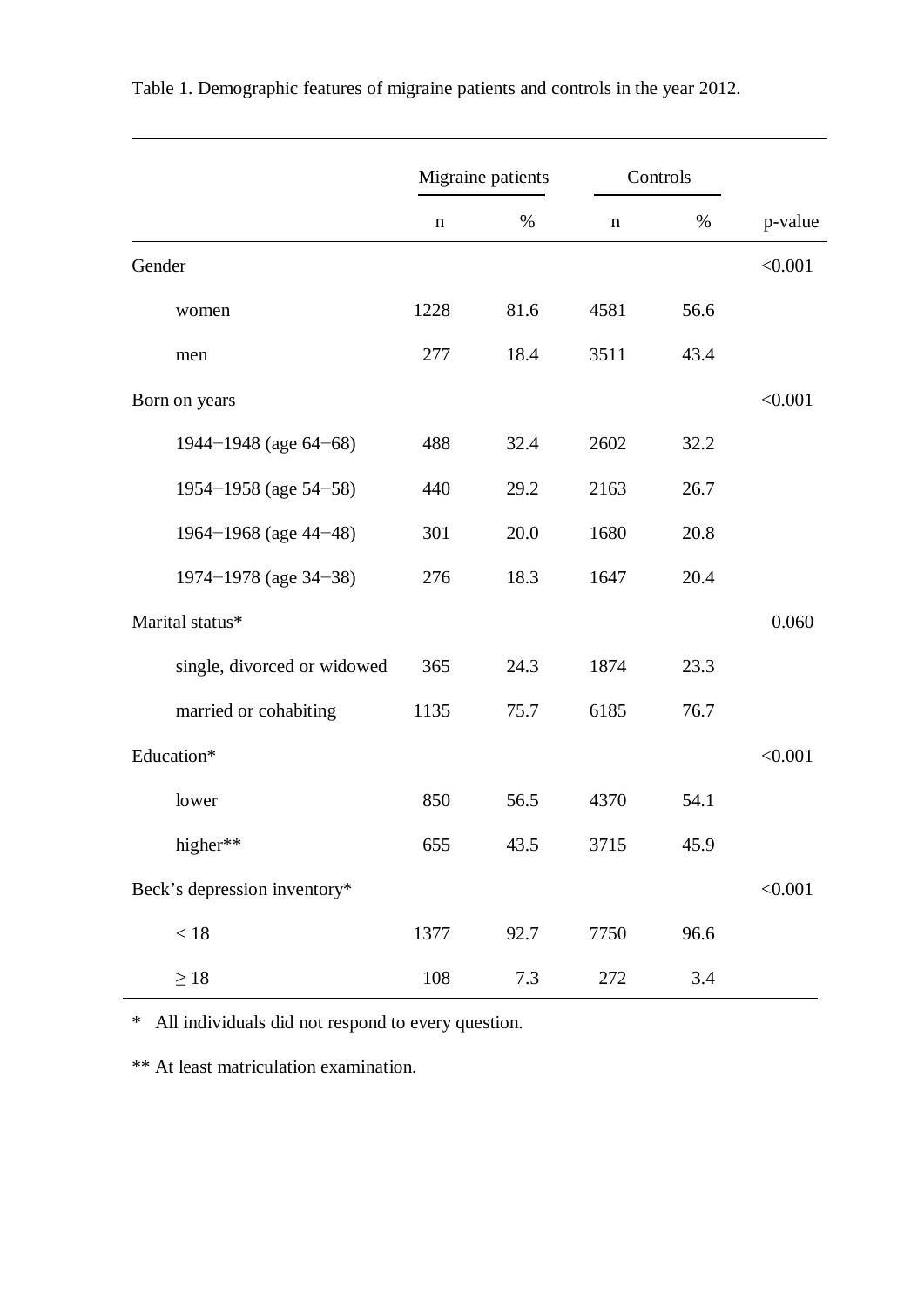Table 1. Demographic features of migraine patients and controls in the year 2012.

| | Migraine patients | | Controls | | |
|---|---|---|---|---|---|
| | n | % | n | % | p-value |
| Gender | | | | | <0.001 |
| women | 1228 | 81.6 | 4581 | 56.6 | |
| men | 277 | 18.4 | 3511 | 43.4 | |
| Born on years | | | | | <0.001 |
| 1944−1948 (age 64−68) | 488 | 32.4 | 2602 | 32.2 | |
| 1954−1958 (age 54−58) | 440 | 29.2 | 2163 | 26.7 | |
| 1964−1968 (age 44−48) | 301 | 20.0 | 1680 | 20.8 | |
| 1974−1978 (age 34−38) | 276 | 18.3 | 1647 | 20.4 | |
| Marital status* | | | | | 0.060 |
| single, divorced or widowed | 365 | 24.3 | 1874 | 23.3 | |
| married or cohabiting | 1135 | 75.7 | 6185 | 76.7 | |
| Education* | | | | | <0.001 |
| lower | 850 | 56.5 | 4370 | 54.1 | |
| higher** | 655 | 43.5 | 3715 | 45.9 | |
| Beck's depression inventory* | | | | | <0.001 |
| < 18 | 1377 | 92.7 | 7750 | 96.6 | |
| ≥ 18 | 108 | 7.3 | 272 | 3.4 | |

* All individuals did not respond to every question.

** At least matriculation examination.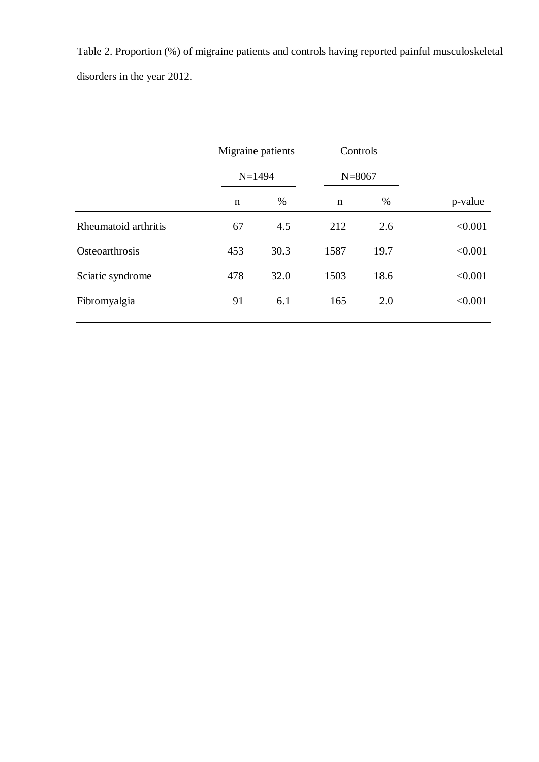Table 2. Proportion (%) of migraine patients and controls having reported painful musculoskeletal disorders in the year 2012.

| | Migraine patients N=1494 | | Controls N=8067 | | |
|---|---|---|---|---|---|
| | n | % | n | % | p-value |
| Rheumatoid arthritis | 67 | 4.5 | 212 | 2.6 | <0.001 |
| Osteoarthrosis | 453 | 30.3 | 1587 | 19.7 | <0.001 |
| Sciatic syndrome | 478 | 32.0 | 1503 | 18.6 | <0.001 |
| Fibromyalgia | 91 | 6.1 | 165 | 2.0 | <0.001 |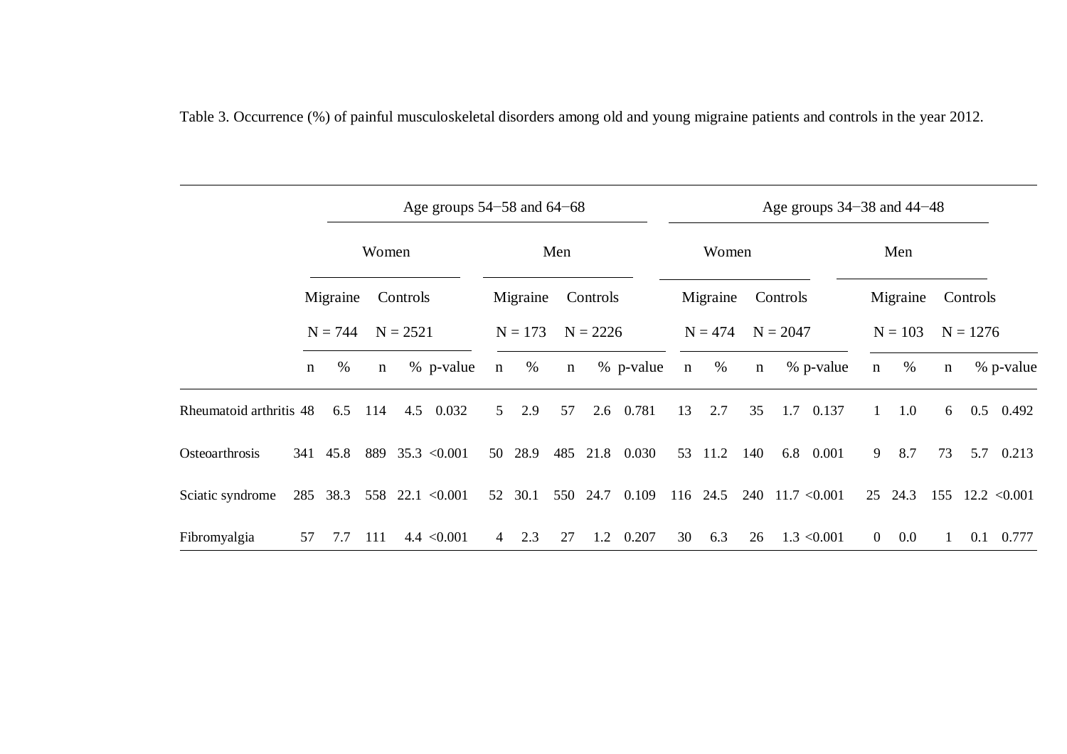Table 3. Occurrence (%) of painful musculoskeletal disorders among old and young migraine patients and controls in the year 2012.

| | Age groups 54−58 and 64−68 | | | | | | | | | | Age groups 34−38 and 44−48 | | | | | | | | | |
|---|---|---|---|---|---|---|---|---|---|---|---|---|---|---|---|---|---|---|---|---|
| | Women | | | | | Men | | | | | Women | | | | | Men | | | | |
| | Migraine N = 744 | | Controls N = 2521 | | | Migraine N = 173 | | Controls N = 2226 | | | Migraine N = 474 | | Controls N = 2047 | | | Migraine N = 103 | | Controls N = 1276 | | |
| | n | % | n | % | p-value | n | % | n | % | p-value | n | % | n | % | p-value | n | % | n | % | p-value |
| Rheumatoid arthritis | 48 | 6.5 | 114 | 4.5 | 0.032 | 5 | 2.9 | 57 | 2.6 | 0.781 | 13 | 2.7 | 35 | 1.7 | 0.137 | 1 | 1.0 | 6 | 0.5 | 0.492 |
| Osteoarthrosis | 341 | 45.8 | 889 | 35.3 | <0.001 | 50 | 28.9 | 485 | 21.8 | 0.030 | 53 | 11.2 | 140 | 6.8 | 0.001 | 9 | 8.7 | 73 | 5.7 | 0.213 |
| Sciatic syndrome | 285 | 38.3 | 558 | 22.1 | <0.001 | 52 | 30.1 | 550 | 24.7 | 0.109 | 116 | 24.5 | 240 | 11.7 | <0.001 | 25 | 24.3 | 155 | 12.2 | <0.001 |
| Fibromyalgia | 57 | 7.7 | 111 | 4.4 | <0.001 | 4 | 2.3 | 27 | 1.2 | 0.207 | 30 | 6.3 | 26 | 1.3 | <0.001 | 0 | 0.0 | 1 | 0.1 | 0.777 |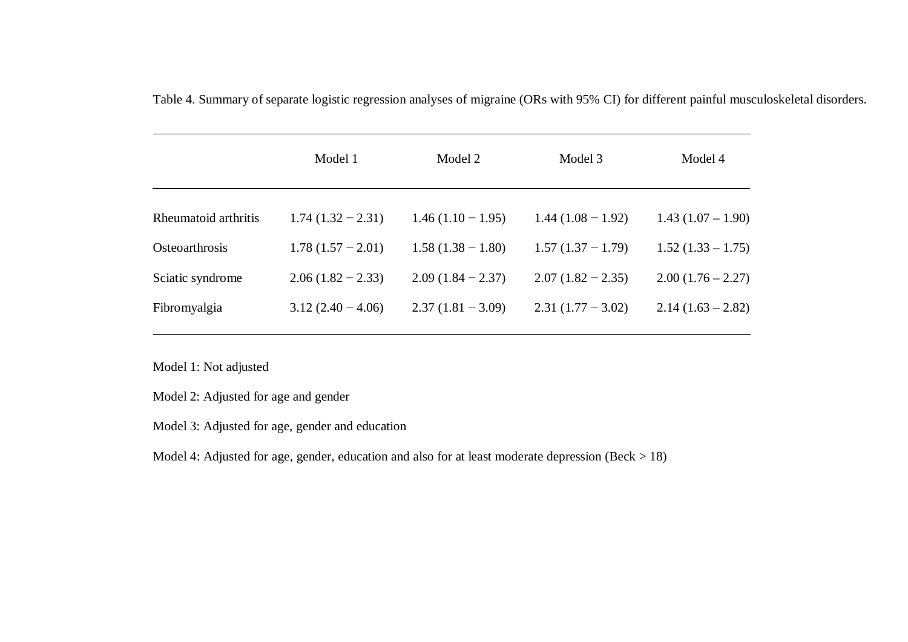Table 4. Summary of separate logistic regression analyses of migraine (ORs with 95% CI) for different painful musculoskeletal disorders.

| | Model 1 | Model 2 | Model 3 | Model 4 |
|---|---|---|---|---|
| Rheumatoid arthritis | 1.74 (1.32 − 2.31) | 1.46 (1.10 − 1.95) | 1.44 (1.08 − 1.92) | 1.43 (1.07 – 1.90) |
| Osteoarthrosis | 1.78 (1.57 − 2.01) | 1.58 (1.38 − 1.80) | 1.57 (1.37 − 1.79) | 1.52 (1.33 – 1.75) |
| Sciatic syndrome | 2.06 (1.82 − 2.33) | 2.09 (1.84 − 2.37) | 2.07 (1.82 − 2.35) | 2.00 (1.76 – 2.27) |
| Fibromyalgia | 3.12 (2.40 − 4.06) | 2.37 (1.81 − 3.09) | 2.31 (1.77 − 3.02) | 2.14 (1.63 – 2.82) |

Model 1: Not adjusted

Model 2: Adjusted for age and gender

Model 3: Adjusted for age, gender and education

Model 4: Adjusted for age, gender, education and also for at least moderate depression (Beck > 18)